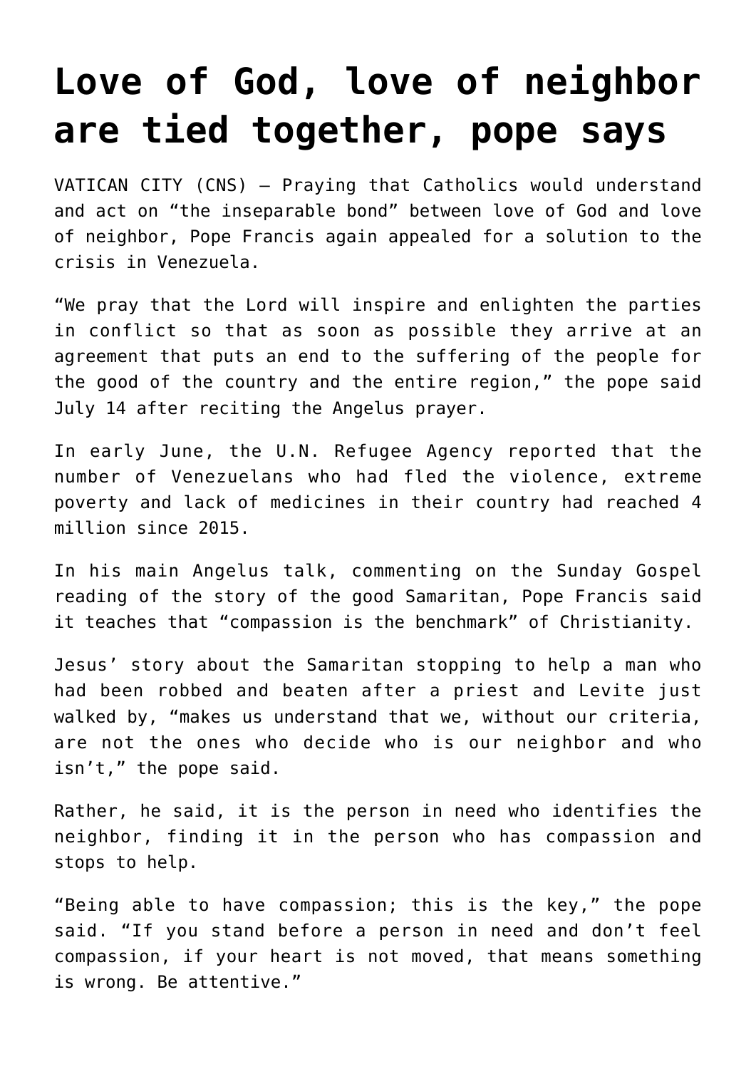# Love of God, love of neighbor are tied together, pope says

VATICAN CITY (CNS) — Praying that Catholics would understand and act on "the inseparable bond" between love of God and love of neighbor, Pope Francis again appealed for a solution to the crisis in Venezuela.

"We pray that the Lord will inspire and enlighten the parties in conflict so that as soon as possible they arrive at an agreement that puts an end to the suffering of the people for the good of the country and the entire region," the pope said July 14 after reciting the Angelus prayer.

In early June, the U.N. Refugee Agency reported that the number of Venezuelans who had fled the violence, extreme poverty and lack of medicines in their country had reached 4 million since 2015.

In his main Angelus talk, commenting on the Sunday Gospel reading of the story of the good Samaritan, Pope Francis said it teaches that "compassion is the benchmark" of Christianity.

Jesus' story about the Samaritan stopping to help a man who had been robbed and beaten after a priest and Levite just walked by, "makes us understand that we, without our criteria, are not the ones who decide who is our neighbor and who isn't," the pope said.

Rather, he said, it is the person in need who identifies the neighbor, finding it in the person who has compassion and stops to help.

"Being able to have compassion; this is the key," the pope said. "If you stand before a person in need and don't feel compassion, if your heart is not moved, that means something is wrong. Be attentive."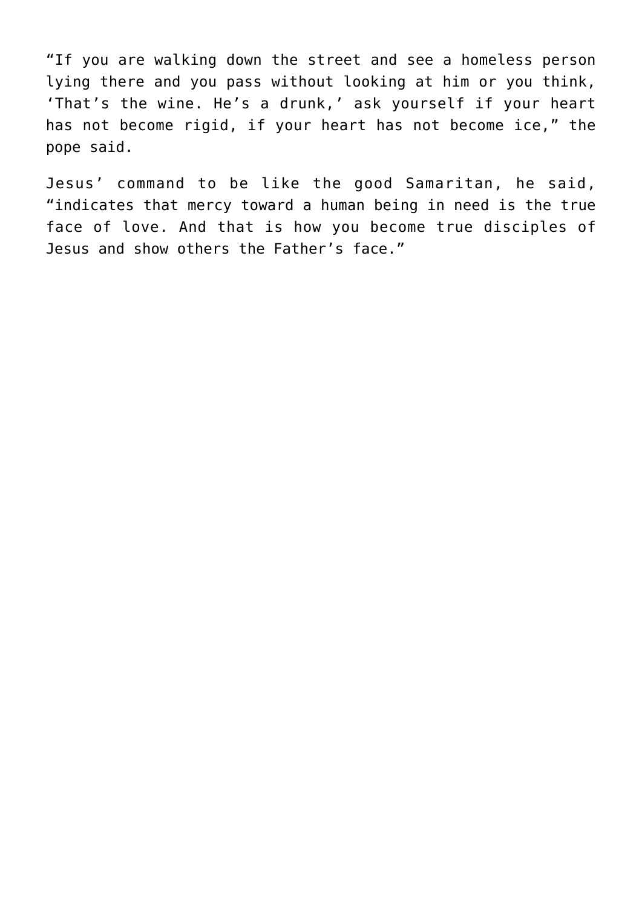"If you are walking down the street and see a homeless person lying there and you pass without looking at him or you think, 'That's the wine. He's a drunk,' ask yourself if your heart has not become rigid, if your heart has not become ice," the pope said.

Jesus' command to be like the good Samaritan, he said, "indicates that mercy toward a human being in need is the true face of love. And that is how you become true disciples of Jesus and show others the Father's face."